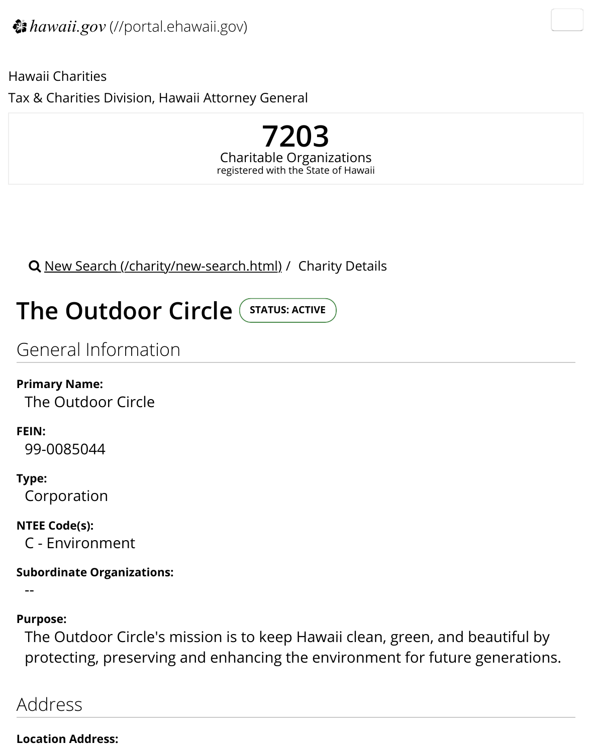❀ *hawaii.gov* (//portal.ehawaii.gov)

Hawaii Charities

Tax & Charities Division, Hawaii Attorney General

**7203**

Charitable Organizations

registered with the State of Hawaii

New Search (/charity/new-search.html) / Charity Details

# The Outdoor Circle

STATUS: ACTIVE

## General Information

**Primary Name:**

The Outdoor Circle

**FEIN:**

99-0085044

**Type:**

Corporation

**NTEE Code(s):**

C - Environment

**Subordinate Organizations:**

--

**Purpose:**

The Outdoor Circle's mission is to keep Hawaii clean, green, and beautiful by protecting, preserving and enhancing the environment for future generations.

## Address

**Location Address:**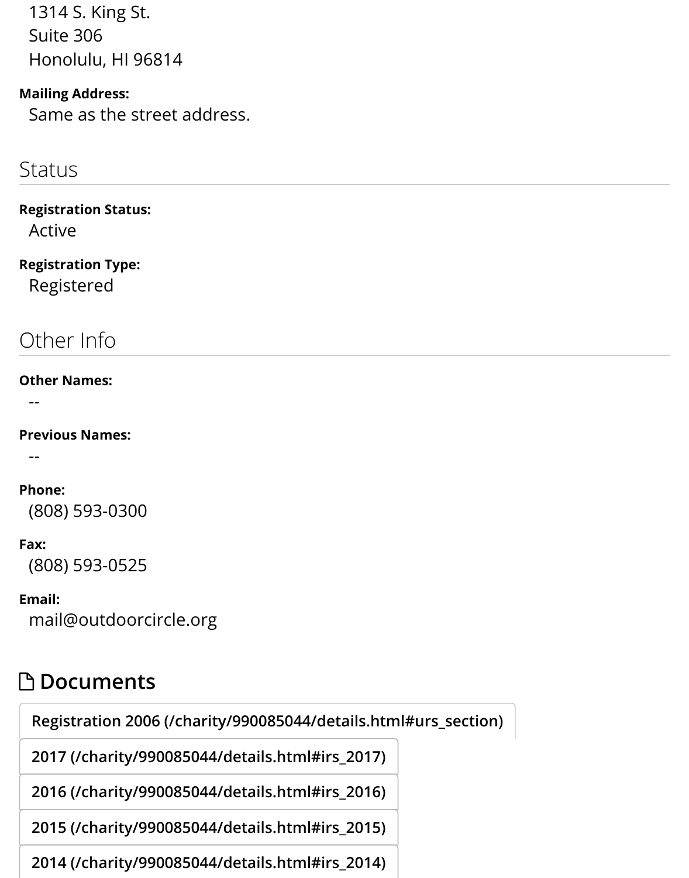1314 S. King St.
Suite 306
Honolulu, HI 96814

**Mailing Address:**
Same as the street address.

## Status

**Registration Status:**
Active

**Registration Type:**
Registered

## Other Info

**Other Names:**
--

**Previous Names:**
--

**Phone:**
(808) 593-0300

**Fax:**
(808) 593-0525

**Email:**
mail@outdoorcircle.org

## Documents

- Registration 2006 (/charity/990085044/details.html#urs_section)
- 2017 (/charity/990085044/details.html#irs_2017)
- 2016 (/charity/990085044/details.html#irs_2016)
- 2015 (/charity/990085044/details.html#irs_2015)
- 2014 (/charity/990085044/details.html#irs_2014)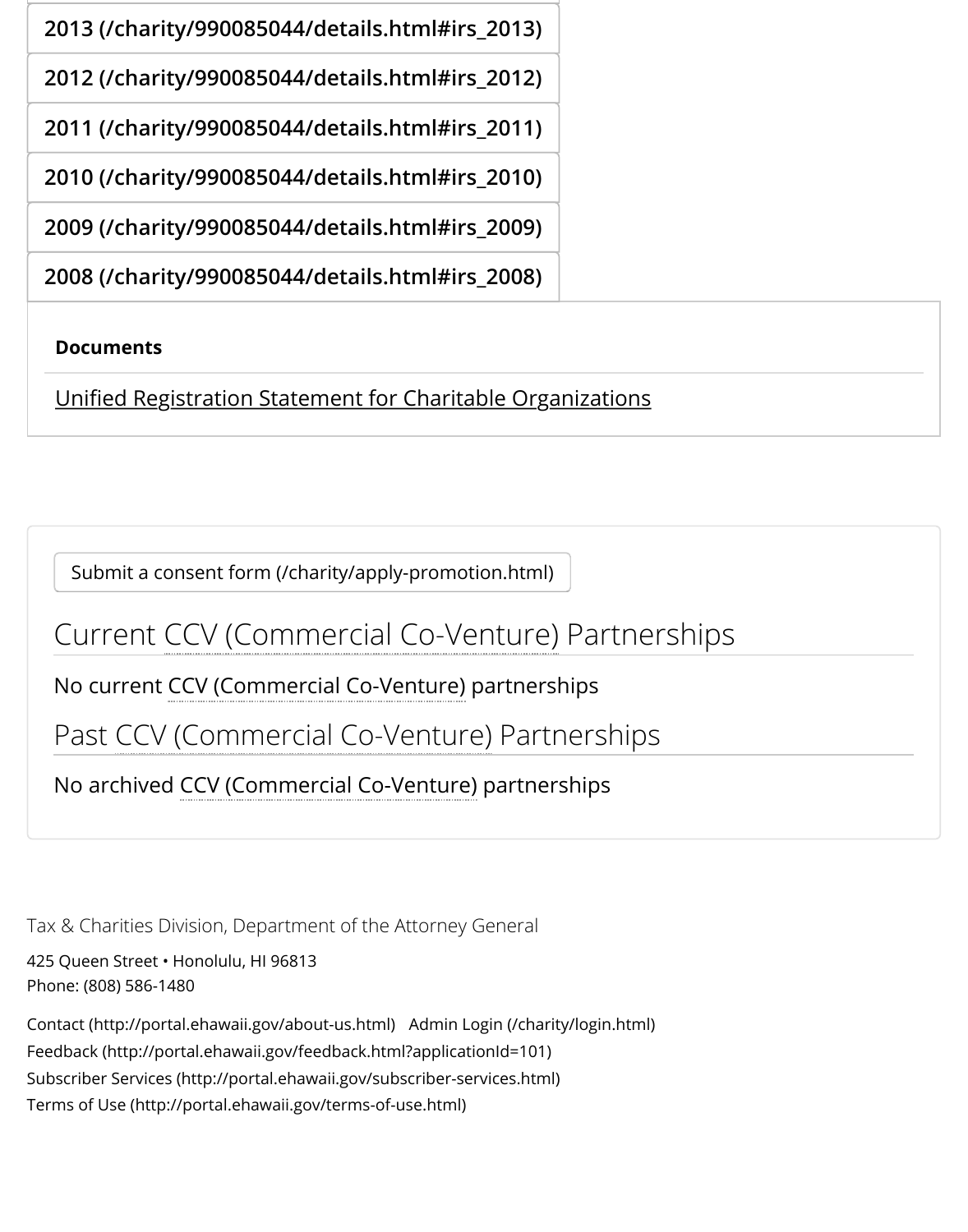2013 (/charity/990085044/details.html#irs_2013)

2012 (/charity/990085044/details.html#irs_2012)

2011 (/charity/990085044/details.html#irs_2011)

2010 (/charity/990085044/details.html#irs_2010)

2009 (/charity/990085044/details.html#irs_2009)

2008 (/charity/990085044/details.html#irs_2008)

**Documents**

Unified Registration Statement for Charitable Organizations

Submit a consent form (/charity/apply-promotion.html)

## Current CCV (Commercial Co-Venture) Partnerships

No current CCV (Commercial Co-Venture) partnerships

## Past CCV (Commercial Co-Venture) Partnerships

No archived CCV (Commercial Co-Venture) partnerships

Tax & Charities Division, Department of the Attorney General

425 Queen Street • Honolulu, HI 96813
Phone: (808) 586-1480

Contact (http://portal.ehawaii.gov/about-us.html) Admin Login (/charity/login.html)
Feedback (http://portal.ehawaii.gov/feedback.html?applicationId=101)
Subscriber Services (http://portal.ehawaii.gov/subscriber-services.html)
Terms of Use (http://portal.ehawaii.gov/terms-of-use.html)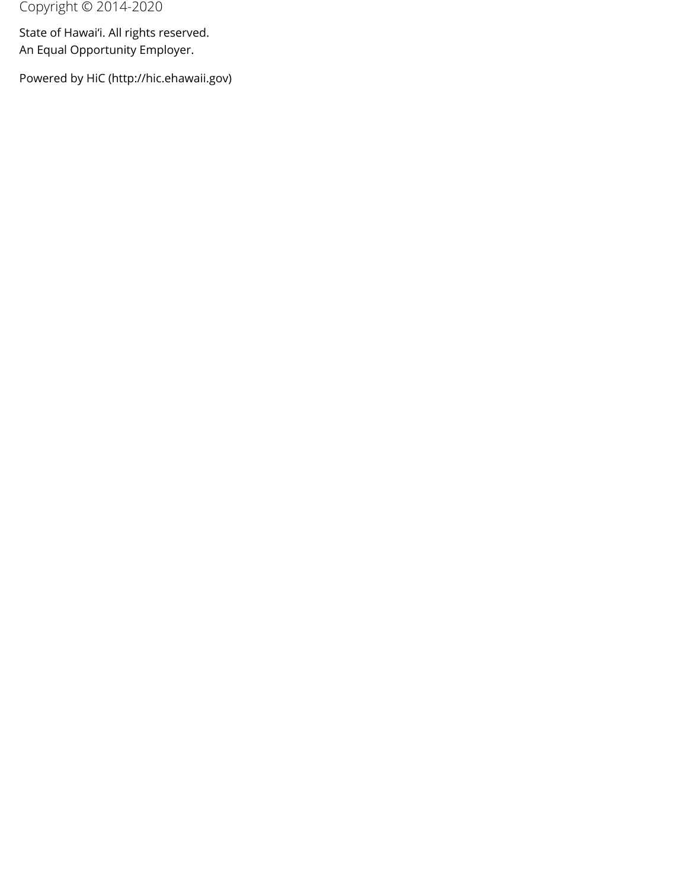Copyright © 2014-2020

State of Hawai'i. All rights reserved.
An Equal Opportunity Employer.

Powered by HiC (http://hic.ehawaii.gov)